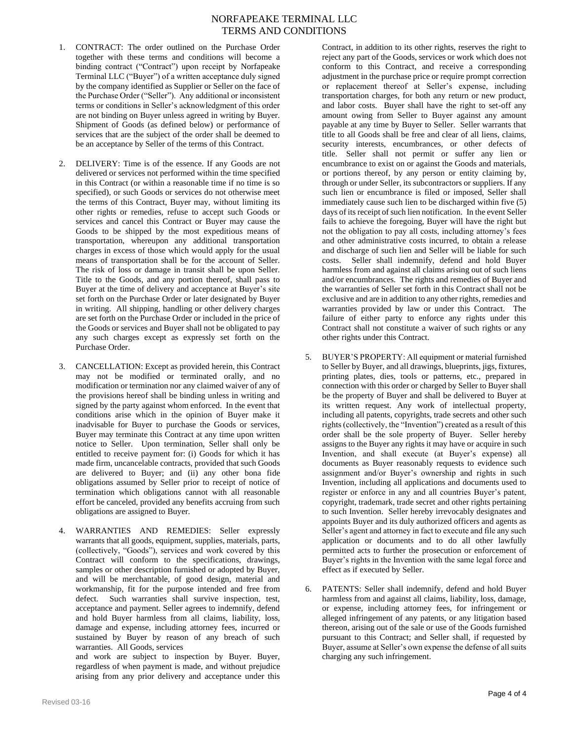# NORFAPEAKE TERMINAL LLC
## TERMS AND CONDITIONS

1. CONTRACT: The order outlined on the Purchase Order together with these terms and conditions will become a binding contract ("Contract") upon receipt by Norfapeake Terminal LLC ("Buyer") of a written acceptance duly signed by the company identified as Supplier or Seller on the face of the Purchase Order ("Seller"). Any additional or inconsistent terms or conditions in Seller's acknowledgment of this order are not binding on Buyer unless agreed in writing by Buyer. Shipment of Goods (as defined below) or performance of services that are the subject of the order shall be deemed to be an acceptance by Seller of the terms of this Contract.

2. DELIVERY: Time is of the essence. If any Goods are not delivered or services not performed within the time specified in this Contract (or within a reasonable time if no time is so specified), or such Goods or services do not otherwise meet the terms of this Contract, Buyer may, without limiting its other rights or remedies, refuse to accept such Goods or services and cancel this Contract or Buyer may cause the Goods to be shipped by the most expeditious means of transportation, whereupon any additional transportation charges in excess of those which would apply for the usual means of transportation shall be for the account of Seller. The risk of loss or damage in transit shall be upon Seller. Title to the Goods, and any portion thereof, shall pass to Buyer at the time of delivery and acceptance at Buyer's site set forth on the Purchase Order or later designated by Buyer in writing. All shipping, handling or other delivery charges are set forth on the Purchase Order or included in the price of the Goods or services and Buyer shall not be obligated to pay any such charges except as expressly set forth on the Purchase Order.

3. CANCELLATION: Except as provided herein, this Contract may not be modified or terminated orally, and no modification or termination nor any claimed waiver of any of the provisions hereof shall be binding unless in writing and signed by the party against whom enforced. In the event that conditions arise which in the opinion of Buyer make it inadvisable for Buyer to purchase the Goods or services, Buyer may terminate this Contract at any time upon written notice to Seller. Upon termination, Seller shall only be entitled to receive payment for: (i) Goods for which it has made firm, uncancelable contracts, provided that such Goods are delivered to Buyer; and (ii) any other bona fide obligations assumed by Seller prior to receipt of notice of termination which obligations cannot with all reasonable effort be canceled, provided any benefits accruing from such obligations are assigned to Buyer.

4. WARRANTIES AND REMEDIES: Seller expressly warrants that all goods, equipment, supplies, materials, parts, (collectively, "Goods"), services and work covered by this Contract will conform to the specifications, drawings, samples or other description furnished or adopted by Buyer, and will be merchantable, of good design, material and workmanship, fit for the purpose intended and free from defect. Such warranties shall survive inspection, test, acceptance and payment. Seller agrees to indemnify, defend and hold Buyer harmless from all claims, liability, loss, damage and expense, including attorney fees, incurred or sustained by Buyer by reason of any breach of such warranties. All Goods, services and work are subject to inspection by Buyer. Buyer, regardless of when payment is made, and without prejudice arising from any prior delivery and acceptance under this Contract, in addition to its other rights, reserves the right to reject any part of the Goods, services or work which does not conform to this Contract, and receive a corresponding adjustment in the purchase price or require prompt correction or replacement thereof at Seller's expense, including transportation charges, for both any return or new product, and labor costs. Buyer shall have the right to set-off any amount owing from Seller to Buyer against any amount payable at any time by Buyer to Seller. Seller warrants that title to all Goods shall be free and clear of all liens, claims, security interests, encumbrances, or other defects of title. Seller shall not permit or suffer any lien or encumbrance to exist on or against the Goods and materials, or portions thereof, by any person or entity claiming by, through or under Seller, its subcontractors or suppliers. If any such lien or encumbrance is filed or imposed, Seller shall immediately cause such lien to be discharged within five (5) days of its receipt of such lien notification. In the event Seller fails to achieve the foregoing, Buyer will have the right but not the obligation to pay all costs, including attorney's fees and other administrative costs incurred, to obtain a release and discharge of such lien and Seller will be liable for such costs. Seller shall indemnify, defend and hold Buyer harmless from and against all claims arising out of such liens and/or encumbrances. The rights and remedies of Buyer and the warranties of Seller set forth in this Contract shall not be exclusive and are in addition to any other rights, remedies and warranties provided by law or under this Contract. The failure of either party to enforce any rights under this Contract shall not constitute a waiver of such rights or any other rights under this Contract.

5. BUYER'S PROPERTY: All equipment or material furnished to Seller by Buyer, and all drawings, blueprints, jigs, fixtures, printing plates, dies, tools or patterns, etc., prepared in connection with this order or charged by Seller to Buyer shall be the property of Buyer and shall be delivered to Buyer at its written request. Any work of intellectual property, including all patents, copyrights, trade secrets and other such rights (collectively, the "Invention") created as a result of this order shall be the sole property of Buyer. Seller hereby assigns to the Buyer any rights it may have or acquire in such Invention, and shall execute (at Buyer's expense) all documents as Buyer reasonably requests to evidence such assignment and/or Buyer's ownership and rights in such Invention, including all applications and documents used to register or enforce in any and all countries Buyer's patent, copyright, trademark, trade secret and other rights pertaining to such Invention. Seller hereby irrevocably designates and appoints Buyer and its duly authorized officers and agents as Seller's agent and attorney in fact to execute and file any such application or documents and to do all other lawfully permitted acts to further the prosecution or enforcement of Buyer's rights in the Invention with the same legal force and effect as if executed by Seller.

6. PATENTS: Seller shall indemnify, defend and hold Buyer harmless from and against all claims, liability, loss, damage, or expense, including attorney fees, for infringement or alleged infringement of any patents, or any litigation based thereon, arising out of the sale or use of the Goods furnished pursuant to this Contract; and Seller shall, if requested by Buyer, assume at Seller's own expense the defense of all suits charging any such infringement.

Revised 03-16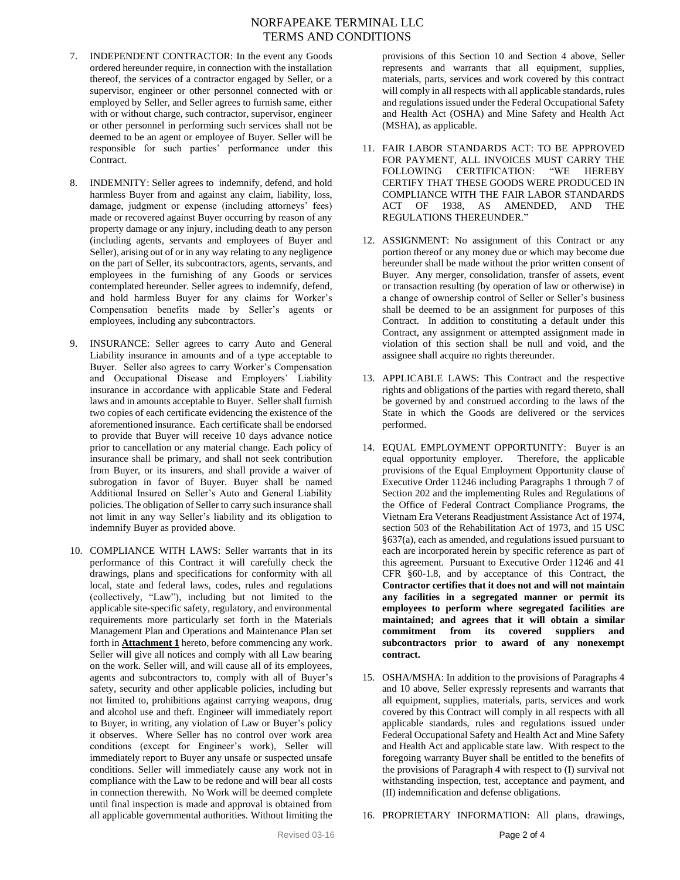7. INDEPENDENT CONTRACTOR: In the event any Goods ordered hereunder require, in connection with the installation thereof, the services of a contractor engaged by Seller, or a supervisor, engineer or other personnel connected with or employed by Seller, and Seller agrees to furnish same, either with or without charge, such contractor, supervisor, engineer or other personnel in performing such services shall not be deemed to be an agent or employee of Buyer. Seller will be responsible for such parties' performance under this Contract.

8. INDEMNITY: Seller agrees to indemnify, defend, and hold harmless Buyer from and against any claim, liability, loss, damage, judgment or expense (including attorneys' fees) made or recovered against Buyer occurring by reason of any property damage or any injury, including death to any person (including agents, servants and employees of Buyer and Seller), arising out of or in any way relating to any negligence on the part of Seller, its subcontractors, agents, servants, and employees in the furnishing of any Goods or services contemplated hereunder. Seller agrees to indemnify, defend, and hold harmless Buyer for any claims for Worker's Compensation benefits made by Seller's agents or employees, including any subcontractors.

9. INSURANCE: Seller agrees to carry Auto and General Liability insurance in amounts and of a type acceptable to Buyer. Seller also agrees to carry Worker's Compensation and Occupational Disease and Employers' Liability insurance in accordance with applicable State and Federal laws and in amounts acceptable to Buyer. Seller shall furnish two copies of each certificate evidencing the existence of the aforementioned insurance. Each certificate shall be endorsed to provide that Buyer will receive 10 days advance notice prior to cancellation or any material change. Each policy of insurance shall be primary, and shall not seek contribution from Buyer, or its insurers, and shall provide a waiver of subrogation in favor of Buyer. Buyer shall be named Additional Insured on Seller's Auto and General Liability policies. The obligation of Seller to carry such insurance shall not limit in any way Seller's liability and its obligation to indemnify Buyer as provided above.

10. COMPLIANCE WITH LAWS: Seller warrants that in its performance of this Contract it will carefully check the drawings, plans and specifications for conformity with all local, state and federal laws, codes, rules and regulations (collectively, "Law"), including but not limited to the applicable site-specific safety, regulatory, and environmental requirements more particularly set forth in the Materials Management Plan and Operations and Maintenance Plan set forth in **Attachment 1** hereto, before commencing any work. Seller will give all notices and comply with all Law bearing on the work. Seller will, and will cause all of its employees, agents and subcontractors to, comply with all of Buyer's safety, security and other applicable policies, including but not limited to, prohibitions against carrying weapons, drug and alcohol use and theft. Engineer will immediately report to Buyer, in writing, any violation of Law or Buyer's policy it observes. Where Seller has no control over work area conditions (except for Engineer's work), Seller will immediately report to Buyer any unsafe or suspected unsafe conditions. Seller will immediately cause any work not in compliance with the Law to be redone and will bear all costs in connection therewith. No Work will be deemed complete until final inspection is made and approval is obtained from all applicable governmental authorities. Without limiting the provisions of this Section 10 and Section 4 above, Seller represents and warrants that all equipment, supplies, materials, parts, services and work covered by this contract will comply in all respects with all applicable standards, rules and regulations issued under the Federal Occupational Safety and Health Act (OSHA) and Mine Safety and Health Act (MSHA), as applicable.

11. FAIR LABOR STANDARDS ACT: TO BE APPROVED FOR PAYMENT, ALL INVOICES MUST CARRY THE FOLLOWING CERTIFICATION: "WE HEREBY CERTIFY THAT THESE GOODS WERE PRODUCED IN COMPLIANCE WITH THE FAIR LABOR STANDARDS ACT OF 1938, AS AMENDED, AND THE REGULATIONS THEREUNDER."

12. ASSIGNMENT: No assignment of this Contract or any portion thereof or any money due or which may become due hereunder shall be made without the prior written consent of Buyer. Any merger, consolidation, transfer of assets, event or transaction resulting (by operation of law or otherwise) in a change of ownership control of Seller or Seller's business shall be deemed to be an assignment for purposes of this Contract. In addition to constituting a default under this Contract, any assignment or attempted assignment made in violation of this section shall be null and void, and the assignee shall acquire no rights thereunder.

13. APPLICABLE LAWS: This Contract and the respective rights and obligations of the parties with regard thereto, shall be governed by and construed according to the laws of the State in which the Goods are delivered or the services performed.

14. EQUAL EMPLOYMENT OPPORTUNITY: Buyer is an equal opportunity employer. Therefore, the applicable provisions of the Equal Employment Opportunity clause of Executive Order 11246 including Paragraphs 1 through 7 of Section 202 and the implementing Rules and Regulations of the Office of Federal Contract Compliance Programs, the Vietnam Era Veterans Readjustment Assistance Act of 1974, section 503 of the Rehabilitation Act of 1973, and 15 USC §637(a), each as amended, and regulations issued pursuant to each are incorporated herein by specific reference as part of this agreement. Pursuant to Executive Order 11246 and 41 CFR §60-1.8, and by acceptance of this Contract, the **Contractor certifies that it does not and will not maintain any facilities in a segregated manner or permit its employees to perform where segregated facilities are maintained; and agrees that it will obtain a similar commitment from its covered suppliers and subcontractors prior to award of any nonexempt contract.**

15. OSHA/MSHA: In addition to the provisions of Paragraphs 4 and 10 above, Seller expressly represents and warrants that all equipment, supplies, materials, parts, services and work covered by this Contract will comply in all respects with all applicable standards, rules and regulations issued under Federal Occupational Safety and Health Act and Mine Safety and Health Act and applicable state law. With respect to the foregoing warranty Buyer shall be entitled to the benefits of the provisions of Paragraph 4 with respect to (I) survival not withstanding inspection, test, acceptance and payment, and (II) indemnification and defense obligations.

16. PROPRIETARY INFORMATION: All plans, drawings,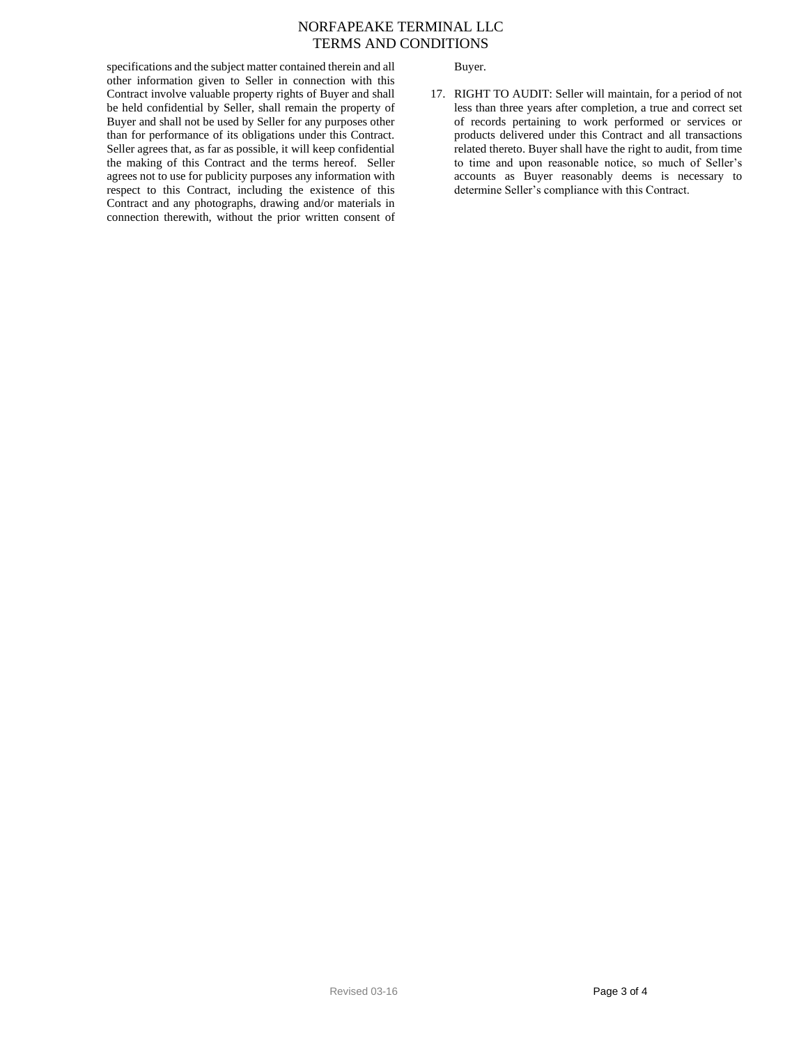specifications and the subject matter contained therein and all other information given to Seller in connection with this Contract involve valuable property rights of Buyer and shall be held confidential by Seller, shall remain the property of Buyer and shall not be used by Seller for any purposes other than for performance of its obligations under this Contract. Seller agrees that, as far as possible, it will keep confidential the making of this Contract and the terms hereof. Seller agrees not to use for publicity purposes any information with respect to this Contract, including the existence of this Contract and any photographs, drawing and/or materials in connection therewith, without the prior written consent of Buyer.

17. RIGHT TO AUDIT: Seller will maintain, for a period of not less than three years after completion, a true and correct set of records pertaining to work performed or services or products delivered under this Contract and all transactions related thereto. Buyer shall have the right to audit, from time to time and upon reasonable notice, so much of Seller's accounts as Buyer reasonably deems is necessary to determine Seller's compliance with this Contract.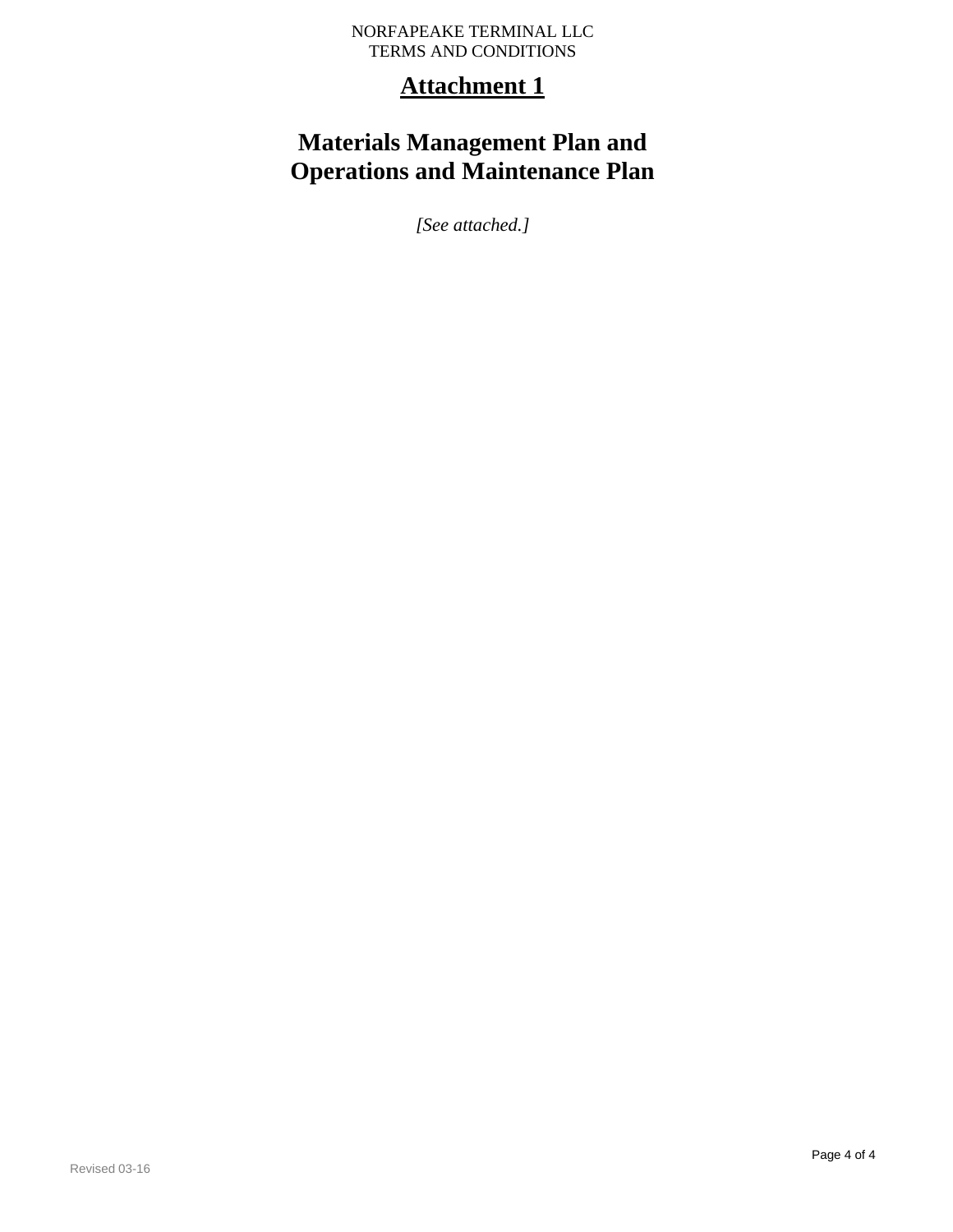# Attachment 1

## Materials Management Plan and Operations and Maintenance Plan

*[See attached.]*